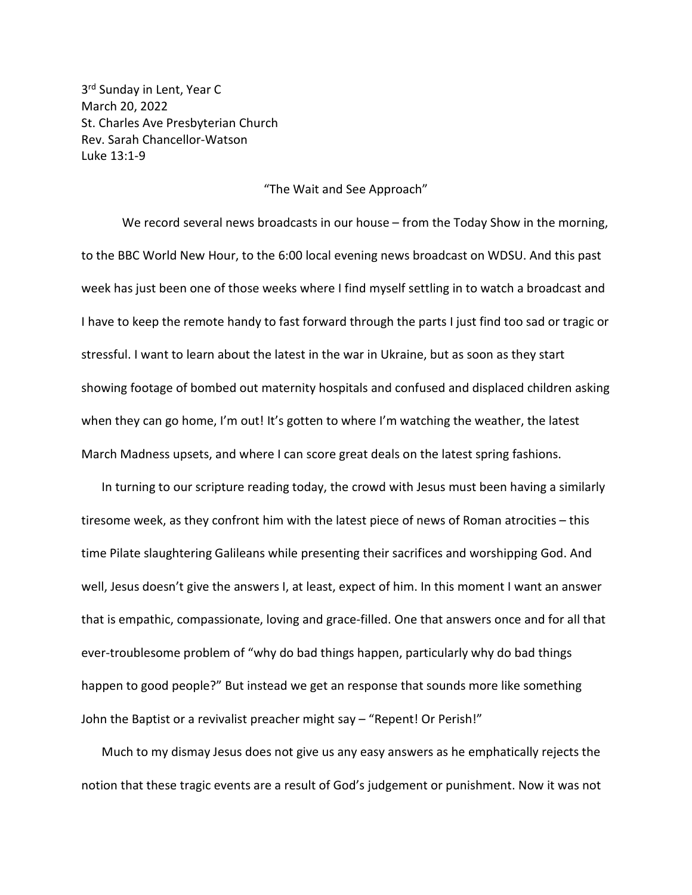3rd Sunday in Lent, Year C
March 20, 2022
St. Charles Ave Presbyterian Church
Rev. Sarah Chancellor-Watson
Luke 13:1-9

"The Wait and See Approach"

We record several news broadcasts in our house – from the Today Show in the morning, to the BBC World New Hour, to the 6:00 local evening news broadcast on WDSU. And this past week has just been one of those weeks where I find myself settling in to watch a broadcast and I have to keep the remote handy to fast forward through the parts I just find too sad or tragic or stressful. I want to learn about the latest in the war in Ukraine, but as soon as they start showing footage of bombed out maternity hospitals and confused and displaced children asking when they can go home, I'm out! It's gotten to where I'm watching the weather, the latest March Madness upsets, and where I can score great deals on the latest spring fashions.

In turning to our scripture reading today, the crowd with Jesus must been having a similarly tiresome week, as they confront him with the latest piece of news of Roman atrocities – this time Pilate slaughtering Galileans while presenting their sacrifices and worshipping God. And well, Jesus doesn't give the answers I, at least, expect of him. In this moment I want an answer that is empathic, compassionate, loving and grace-filled. One that answers once and for all that ever-troublesome problem of "why do bad things happen, particularly why do bad things happen to good people?" But instead we get an response that sounds more like something John the Baptist or a revivalist preacher might say – "Repent! Or Perish!"

Much to my dismay Jesus does not give us any easy answers as he emphatically rejects the notion that these tragic events are a result of God's judgement or punishment. Now it was not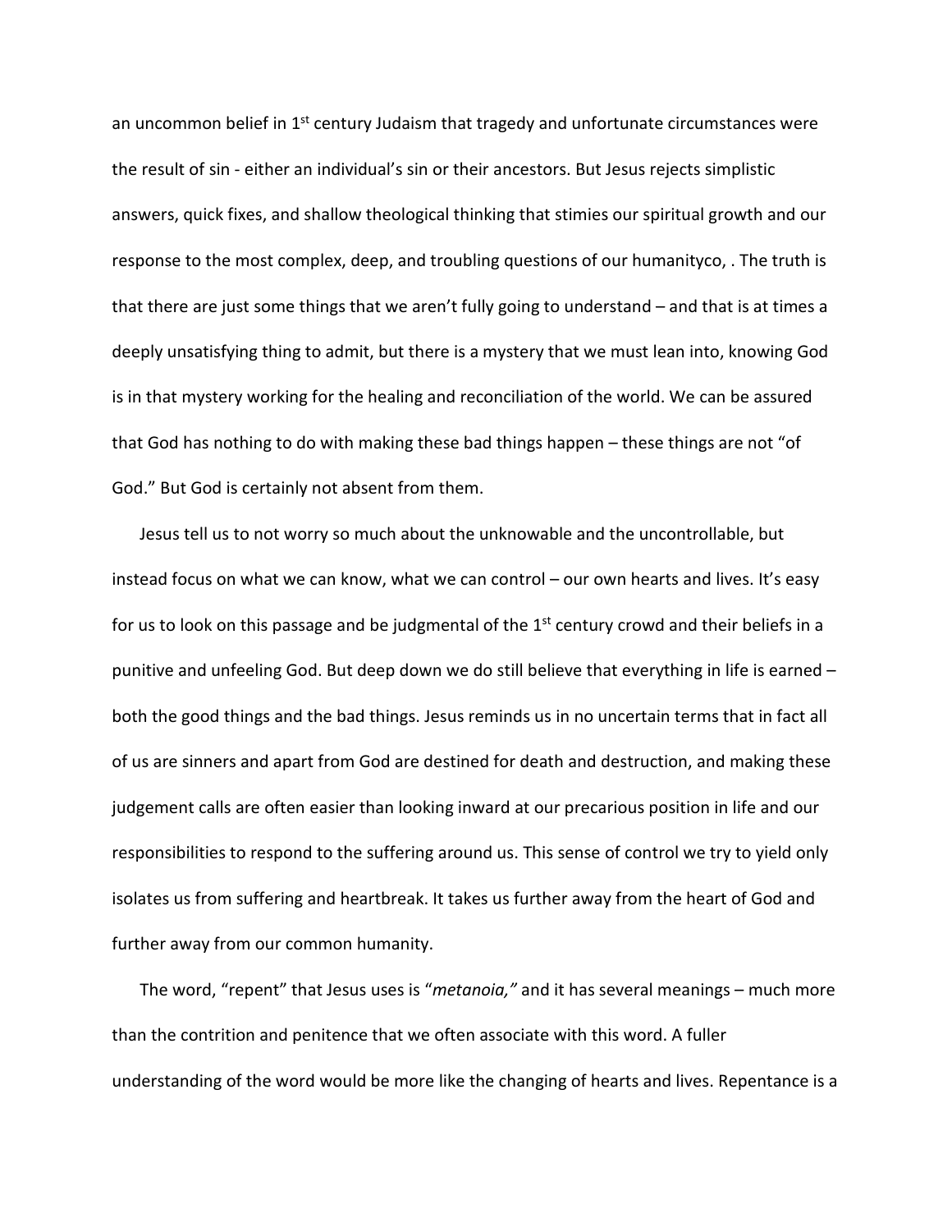an uncommon belief in 1st century Judaism that tragedy and unfortunate circumstances were the result of sin - either an individual's sin or their ancestors. But Jesus rejects simplistic answers, quick fixes, and shallow theological thinking that stimies our spiritual growth and our response to the most complex, deep, and troubling questions of our humanityco, . The truth is that there are just some things that we aren't fully going to understand – and that is at times a deeply unsatisfying thing to admit, but there is a mystery that we must lean into, knowing God is in that mystery working for the healing and reconciliation of the world. We can be assured that God has nothing to do with making these bad things happen – these things are not "of God." But God is certainly not absent from them.

Jesus tell us to not worry so much about the unknowable and the uncontrollable, but instead focus on what we can know, what we can control – our own hearts and lives. It's easy for us to look on this passage and be judgmental of the 1st century crowd and their beliefs in a punitive and unfeeling God. But deep down we do still believe that everything in life is earned – both the good things and the bad things. Jesus reminds us in no uncertain terms that in fact all of us are sinners and apart from God are destined for death and destruction, and making these judgement calls are often easier than looking inward at our precarious position in life and our responsibilities to respond to the suffering around us. This sense of control we try to yield only isolates us from suffering and heartbreak. It takes us further away from the heart of God and further away from our common humanity.

The word, "repent" that Jesus uses is "*metanoia,*" and it has several meanings – much more than the contrition and penitence that we often associate with this word. A fuller understanding of the word would be more like the changing of hearts and lives. Repentance is a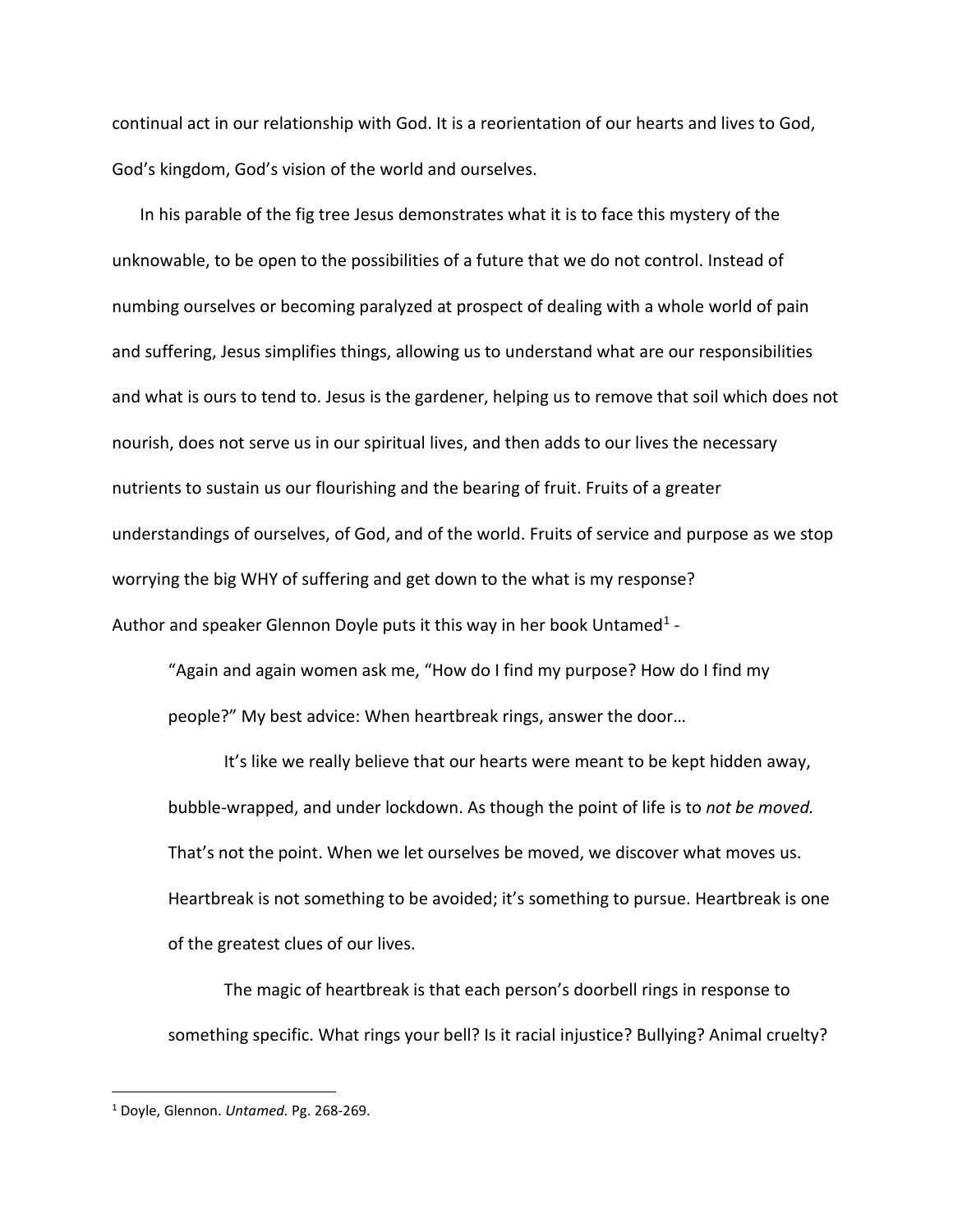continual act in our relationship with God. It is a reorientation of our hearts and lives to God, God's kingdom, God's vision of the world and ourselves.

In his parable of the fig tree Jesus demonstrates what it is to face this mystery of the unknowable, to be open to the possibilities of a future that we do not control. Instead of numbing ourselves or becoming paralyzed at prospect of dealing with a whole world of pain and suffering, Jesus simplifies things, allowing us to understand what are our responsibilities and what is ours to tend to. Jesus is the gardener, helping us to remove that soil which does not nourish, does not serve us in our spiritual lives, and then adds to our lives the necessary nutrients to sustain us our flourishing and the bearing of fruit. Fruits of a greater understandings of ourselves, of God, and of the world. Fruits of service and purpose as we stop worrying the big WHY of suffering and get down to the what is my response?

Author and speaker Glennon Doyle puts it this way in her book Untamed[1] -

> "Again and again women ask me, "How do I find my purpose? How do I find my people?" My best advice: When heartbreak rings, answer the door…
>
> It's like we really believe that our hearts were meant to be kept hidden away, bubble-wrapped, and under lockdown. As though the point of life is to *not be moved.* That's not the point. When we let ourselves be moved, we discover what moves us. Heartbreak is not something to be avoided; it's something to pursue. Heartbreak is one of the greatest clues of our lives.
>
> The magic of heartbreak is that each person's doorbell rings in response to something specific. What rings your bell? Is it racial injustice? Bullying? Animal cruelty?

[1] Doyle, Glennon. *Untamed.* Pg. 268-269.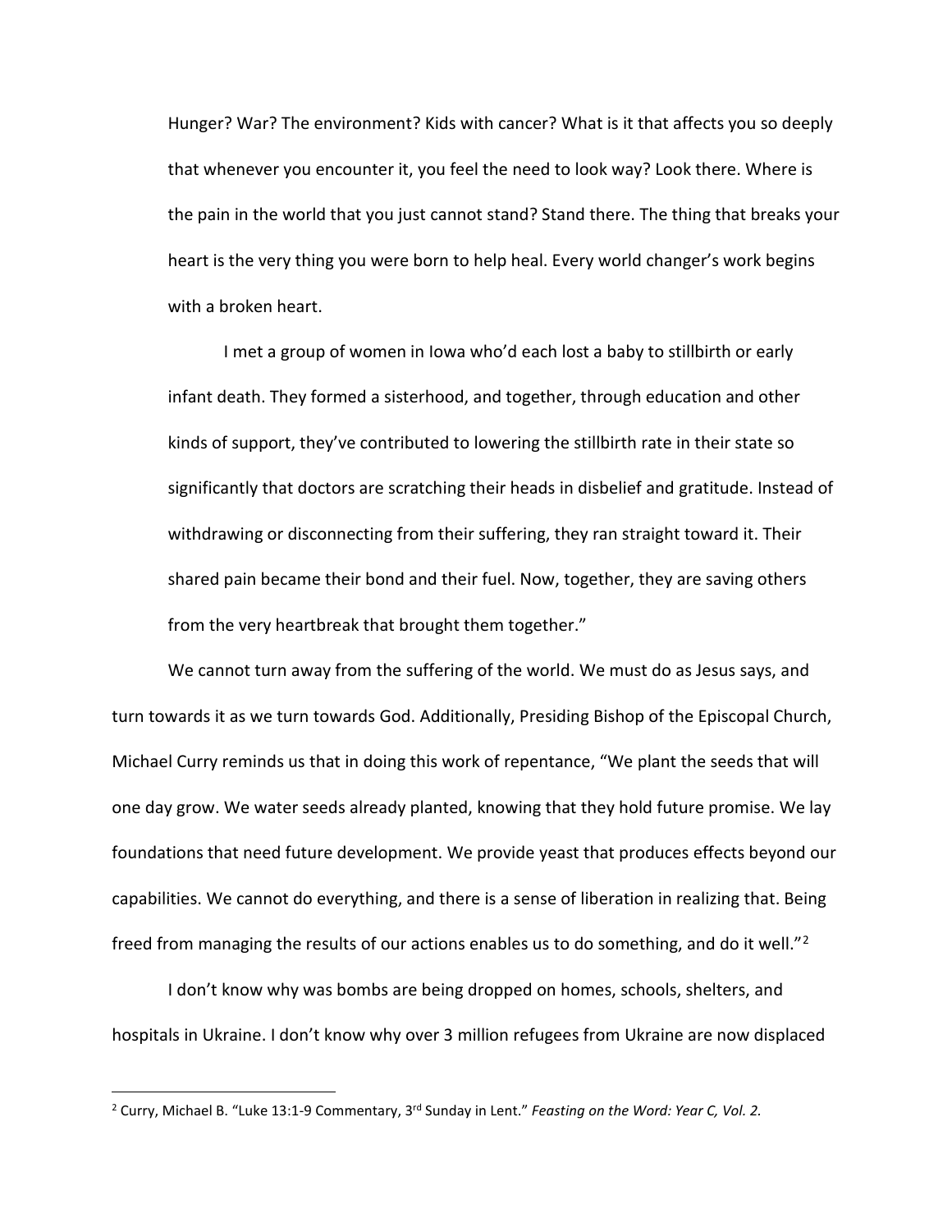Hunger? War? The environment? Kids with cancer? What is it that affects you so deeply that whenever you encounter it, you feel the need to look way? Look there. Where is the pain in the world that you just cannot stand? Stand there. The thing that breaks your heart is the very thing you were born to help heal. Every world changer's work begins with a broken heart.

I met a group of women in Iowa who'd each lost a baby to stillbirth or early infant death. They formed a sisterhood, and together, through education and other kinds of support, they've contributed to lowering the stillbirth rate in their state so significantly that doctors are scratching their heads in disbelief and gratitude. Instead of withdrawing or disconnecting from their suffering, they ran straight toward it. Their shared pain became their bond and their fuel. Now, together, they are saving others from the very heartbreak that brought them together."

We cannot turn away from the suffering of the world. We must do as Jesus says, and turn towards it as we turn towards God. Additionally, Presiding Bishop of the Episcopal Church, Michael Curry reminds us that in doing this work of repentance, "We plant the seeds that will one day grow. We water seeds already planted, knowing that they hold future promise. We lay foundations that need future development. We provide yeast that produces effects beyond our capabilities. We cannot do everything, and there is a sense of liberation in realizing that. Being freed from managing the results of our actions enables us to do something, and do it well."[2]

I don't know why was bombs are being dropped on homes, schools, shelters, and hospitals in Ukraine. I don't know why over 3 million refugees from Ukraine are now displaced

---

[2] Curry, Michael B. "Luke 13:1-9 Commentary, 3rd Sunday in Lent." *Feasting on the Word: Year C, Vol. 2.*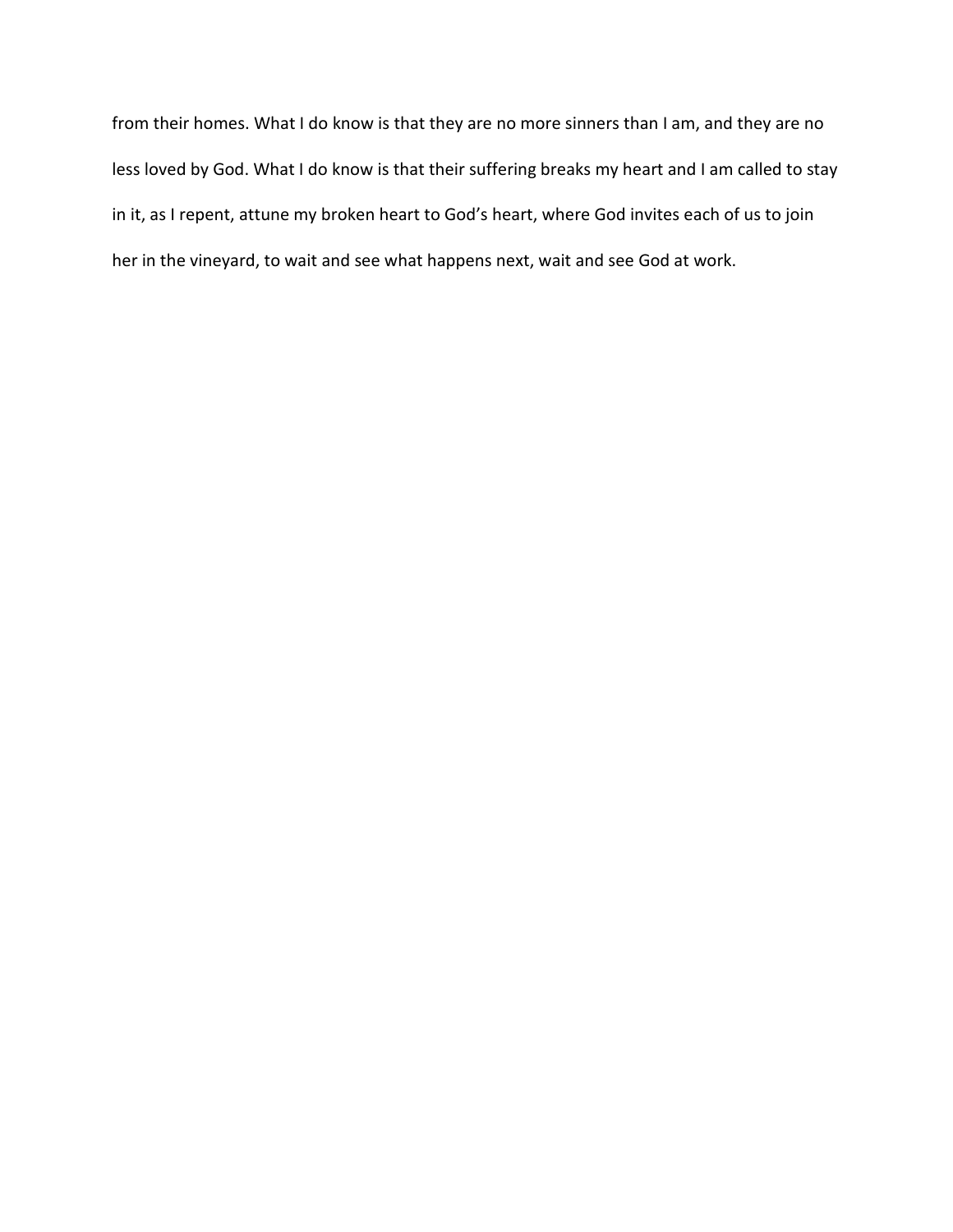from their homes. What I do know is that they are no more sinners than I am, and they are no less loved by God. What I do know is that their suffering breaks my heart and I am called to stay in it, as I repent, attune my broken heart to God's heart, where God invites each of us to join her in the vineyard, to wait and see what happens next, wait and see God at work.